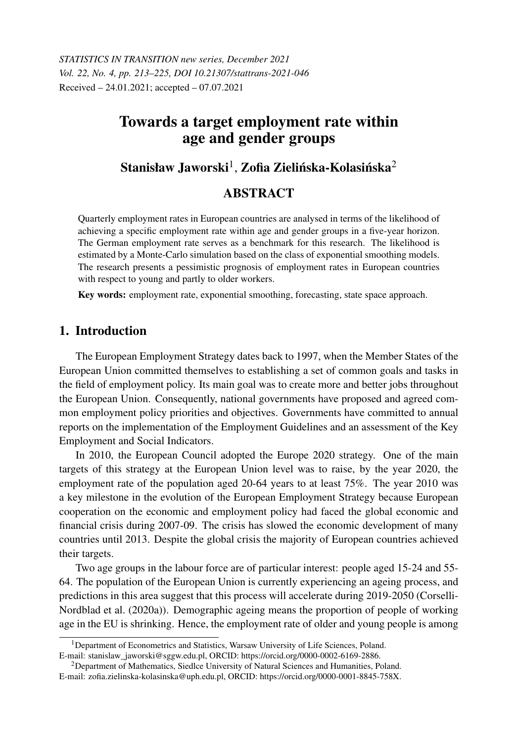STATISTICS IN TRANSITION new series, December 2021
Vol. 22, No. 4, pp. 213–225, DOI 10.21307/stattrans-2021-046
Received – 24.01.2021; accepted – 07.07.2021

# Towards a target employment rate within age and gender groups

**Stanisław Jaworski[1], Zofia Zielińska-Kolasińska[2]**

## ABSTRACT

Quarterly employment rates in European countries are analysed in terms of the likelihood of achieving a specific employment rate within age and gender groups in a five-year horizon. The German employment rate serves as a benchmark for this research. The likelihood is estimated by a Monte-Carlo simulation based on the class of exponential smoothing models. The research presents a pessimistic prognosis of employment rates in European countries with respect to young and partly to older workers.

**Key words:** employment rate, exponential smoothing, forecasting, state space approach.

## 1. Introduction

The European Employment Strategy dates back to 1997, when the Member States of the European Union committed themselves to establishing a set of common goals and tasks in the field of employment policy. Its main goal was to create more and better jobs throughout the European Union. Consequently, national governments have proposed and agreed common employment policy priorities and objectives. Governments have committed to annual reports on the implementation of the Employment Guidelines and an assessment of the Key Employment and Social Indicators.

In 2010, the European Council adopted the Europe 2020 strategy. One of the main targets of this strategy at the European Union level was to raise, by the year 2020, the employment rate of the population aged 20-64 years to at least 75%. The year 2010 was a key milestone in the evolution of the European Employment Strategy because European cooperation on the economic and employment policy had faced the global economic and financial crisis during 2007-09. The crisis has slowed the economic development of many countries until 2013. Despite the global crisis the majority of European countries achieved their targets.

Two age groups in the labour force are of particular interest: people aged 15-24 and 55-64. The population of the European Union is currently experiencing an ageing process, and predictions in this area suggest that this process will accelerate during 2019-2050 (Corselli-Nordblad et al. (2020a)). Demographic ageing means the proportion of people of working age in the EU is shrinking. Hence, the employment rate of older and young people is among

[1]Department of Econometrics and Statistics, Warsaw University of Life Sciences, Poland. E-mail: stanislaw_jaworski@sggw.edu.pl, ORCID: https://orcid.org/0000-0002-6169-2886.

[2]Department of Mathematics, Siedlce University of Natural Sciences and Humanities, Poland. E-mail: zofia.zielinska-kolasinska@uph.edu.pl, ORCID: https://orcid.org/0000-0001-8845-758X.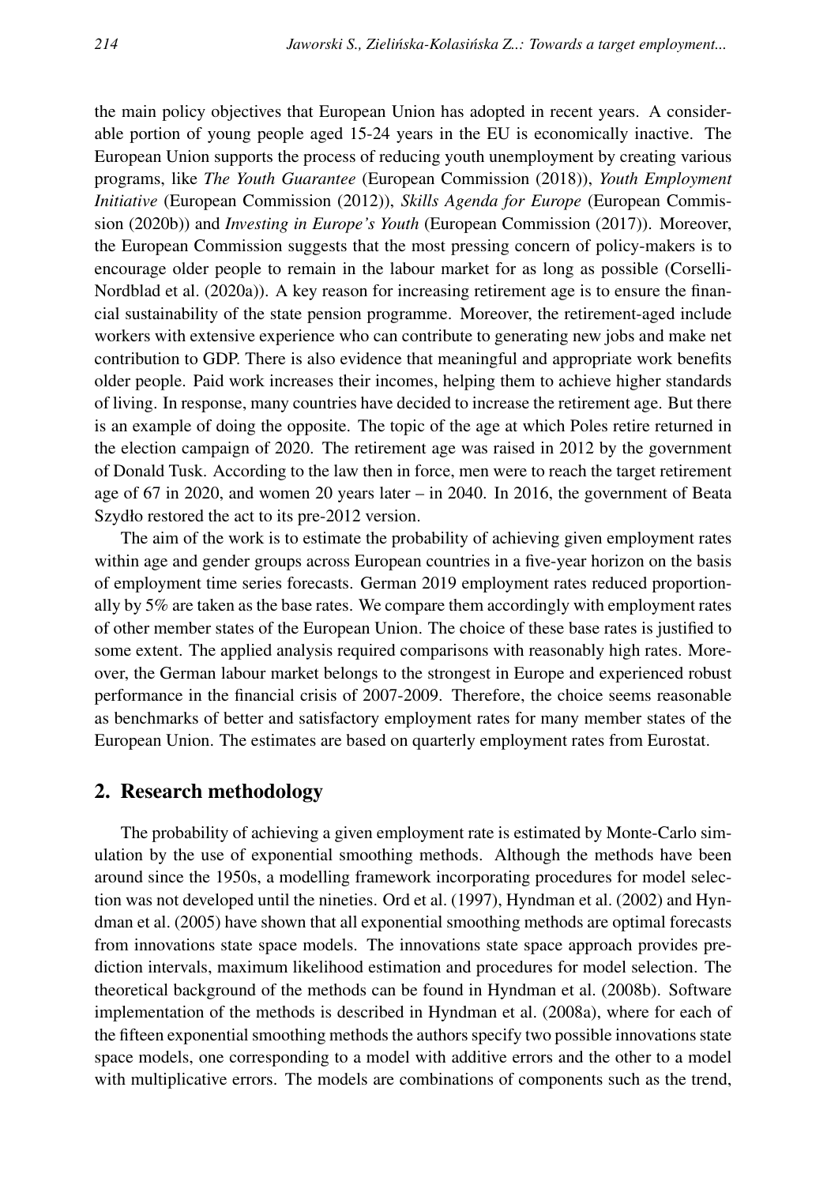the main policy objectives that European Union has adopted in recent years. A considerable portion of young people aged 15-24 years in the EU is economically inactive. The European Union supports the process of reducing youth unemployment by creating various programs, like *The Youth Guarantee* (European Commission (2018)), *Youth Employment Initiative* (European Commission (2012)), *Skills Agenda for Europe* (European Commission (2020b)) and *Investing in Europe's Youth* (European Commission (2017)). Moreover, the European Commission suggests that the most pressing concern of policy-makers is to encourage older people to remain in the labour market for as long as possible (Corselli-Nordblad et al. (2020a)). A key reason for increasing retirement age is to ensure the financial sustainability of the state pension programme. Moreover, the retirement-aged include workers with extensive experience who can contribute to generating new jobs and make net contribution to GDP. There is also evidence that meaningful and appropriate work benefits older people. Paid work increases their incomes, helping them to achieve higher standards of living. In response, many countries have decided to increase the retirement age. But there is an example of doing the opposite. The topic of the age at which Poles retire returned in the election campaign of 2020. The retirement age was raised in 2012 by the government of Donald Tusk. According to the law then in force, men were to reach the target retirement age of 67 in 2020, and women 20 years later – in 2040. In 2016, the government of Beata Szydło restored the act to its pre-2012 version.

The aim of the work is to estimate the probability of achieving given employment rates within age and gender groups across European countries in a five-year horizon on the basis of employment time series forecasts. German 2019 employment rates reduced proportionally by 5% are taken as the base rates. We compare them accordingly with employment rates of other member states of the European Union. The choice of these base rates is justified to some extent. The applied analysis required comparisons with reasonably high rates. Moreover, the German labour market belongs to the strongest in Europe and experienced robust performance in the financial crisis of 2007-2009. Therefore, the choice seems reasonable as benchmarks of better and satisfactory employment rates for many member states of the European Union. The estimates are based on quarterly employment rates from Eurostat.

## 2. Research methodology

The probability of achieving a given employment rate is estimated by Monte-Carlo simulation by the use of exponential smoothing methods. Although the methods have been around since the 1950s, a modelling framework incorporating procedures for model selection was not developed until the nineties. Ord et al. (1997), Hyndman et al. (2002) and Hyndman et al. (2005) have shown that all exponential smoothing methods are optimal forecasts from innovations state space models. The innovations state space approach provides prediction intervals, maximum likelihood estimation and procedures for model selection. The theoretical background of the methods can be found in Hyndman et al. (2008b). Software implementation of the methods is described in Hyndman et al. (2008a), where for each of the fifteen exponential smoothing methods the authors specify two possible innovations state space models, one corresponding to a model with additive errors and the other to a model with multiplicative errors. The models are combinations of components such as the trend,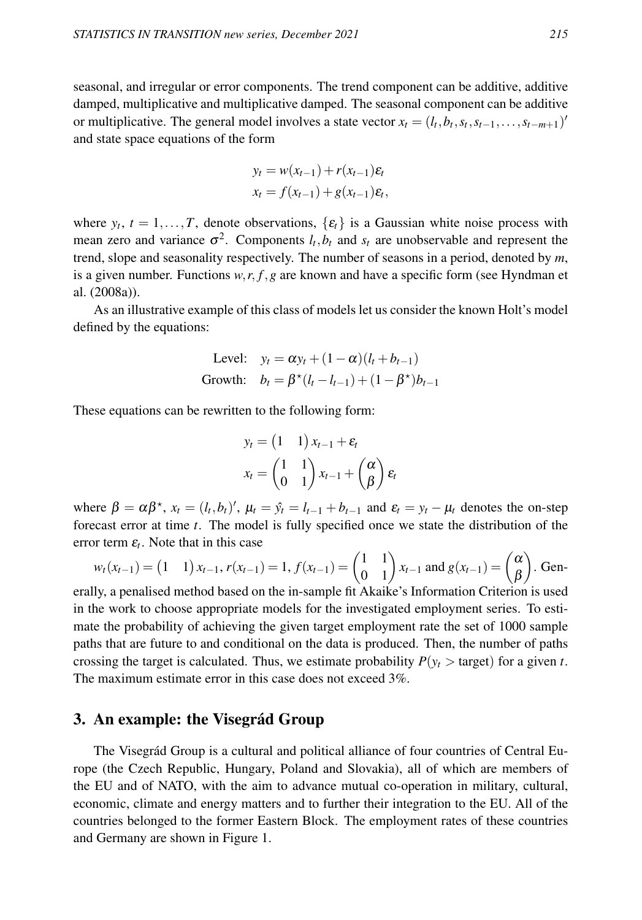seasonal, and irregular or error components. The trend component can be additive, additive damped, multiplicative and multiplicative damped. The seasonal component can be additive or multiplicative. The general model involves a state vector $x_t = (l_t, b_t, s_t, s_{t-1}, \ldots, s_{t-m+1})'$ and state space equations of the form

$$
\begin{aligned}
y_t &= w(x_{t-1}) + r(x_{t-1})\varepsilon_t \\
x_t &= f(x_{t-1}) + g(x_{t-1})\varepsilon_t,
\end{aligned}
$$

where $y_t$, $t = 1, \ldots, T$, denote observations, $\{\varepsilon_t\}$ is a Gaussian white noise process with mean zero and variance $\sigma^2$. Components $l_t, b_t$ and $s_t$ are unobservable and represent the trend, slope and seasonality respectively. The number of seasons in a period, denoted by $m$, is a given number. Functions $w, r, f, g$ are known and have a specific form (see Hyndman et al. (2008a)).

As an illustrative example of this class of models let us consider the known Holt's model defined by the equations:

$$
\begin{aligned}
\text{Level:} \quad & y_t = \alpha y_t + (1-\alpha)(l_t + b_{t-1}) \\
\text{Growth:} \quad & b_t = \beta^{\star}(l_t - l_{t-1}) + (1-\beta^{\star})b_{t-1}
\end{aligned}
$$

These equations can be rewritten to the following form:

$$
\begin{aligned}
y_t &= \begin{pmatrix} 1 & 1 \end{pmatrix} x_{t-1} + \varepsilon_t \\
x_t &= \begin{pmatrix} 1 & 1 \\ 0 & 1 \end{pmatrix} x_{t-1} + \begin{pmatrix} \alpha \\ \beta \end{pmatrix} \varepsilon_t
\end{aligned}
$$

where $\beta = \alpha\beta^{\star}$, $x_t = (l_t, b_t)'$, $\mu_t = \hat{y}_t = l_{t-1} + b_{t-1}$ and $\varepsilon_t = y_t - \mu_t$ denotes the on-step forecast error at time $t$. The model is fully specified once we state the distribution of the error term $\varepsilon_t$. Note that in this case

$w_t(x_{t-1}) = \begin{pmatrix} 1 & 1 \end{pmatrix} x_{t-1}$, $r(x_{t-1}) = 1$, $f(x_{t-1}) = \begin{pmatrix} 1 & 1 \\ 0 & 1 \end{pmatrix} x_{t-1}$ and $g(x_{t-1}) = \begin{pmatrix} \alpha \\ \beta \end{pmatrix}$. Generally, a penalised method based on the in-sample fit Akaike's Information Criterion is used in the work to choose appropriate models for the investigated employment series. To estimate the probability of achieving the given target employment rate the set of 1000 sample paths that are future to and conditional on the data is produced. Then, the number of paths crossing the target is calculated. Thus, we estimate probability $P(y_t > \text{target})$ for a given $t$. The maximum estimate error in this case does not exceed 3%.

## 3. An example: the Visegrád Group

The Visegrád Group is a cultural and political alliance of four countries of Central Europe (the Czech Republic, Hungary, Poland and Slovakia), all of which are members of the EU and of NATO, with the aim to advance mutual co-operation in military, cultural, economic, climate and energy matters and to further their integration to the EU. All of the countries belonged to the former Eastern Block. The employment rates of these countries and Germany are shown in Figure 1.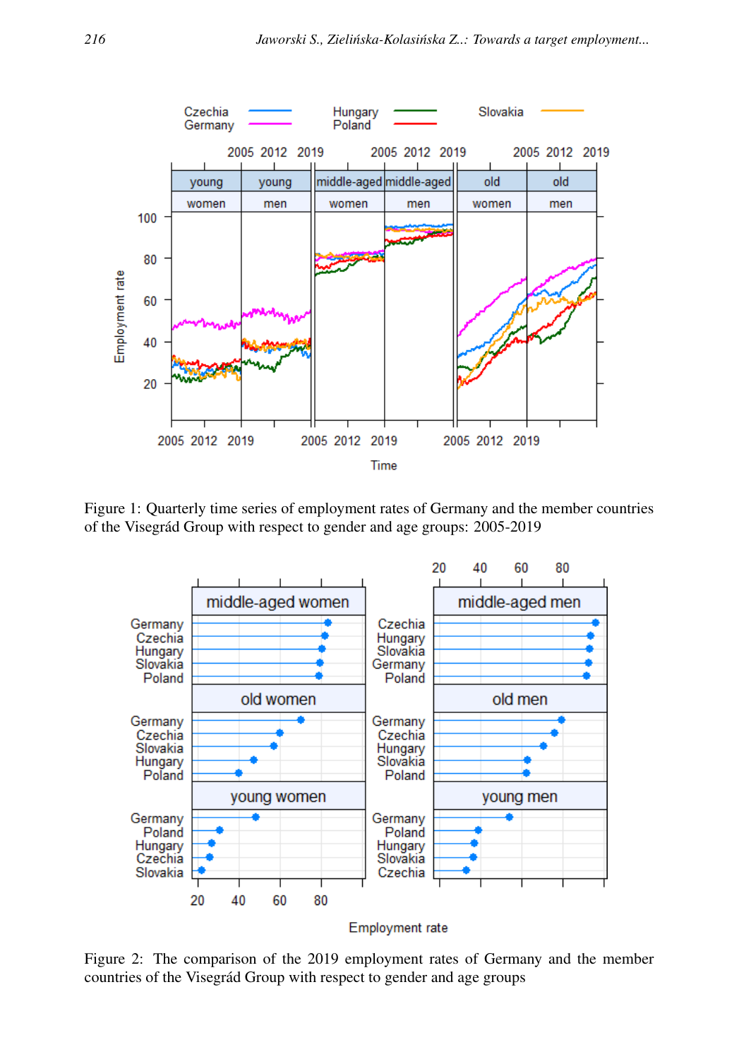Czechia
Germany
Hungary
Poland
Slovakia

2005 2012 2019

young women | young men | middle-aged women | middle-aged men | old women | old men

Employment rate

100
80
60
40
20

Time

Figure 1: Quarterly time series of employment rates of Germany and the member countries of the Visegrád Group with respect to gender and age groups: 2005-2019

middle-aged women
Germany
Czechia
Hungary
Slovakia
Poland

middle-aged men
Czechia
Hungary
Slovakia
Germany
Poland

old women
Germany
Czechia
Slovakia
Hungary
Poland

old men
Germany
Czechia
Hungary
Slovakia
Poland

young women
Germany
Poland
Hungary
Czechia
Slovakia

young men
Germany
Poland
Hungary
Slovakia
Czechia

20 40 60 80

Employment rate

Figure 2: The comparison of the 2019 employment rates of Germany and the member countries of the Visegrád Group with respect to gender and age groups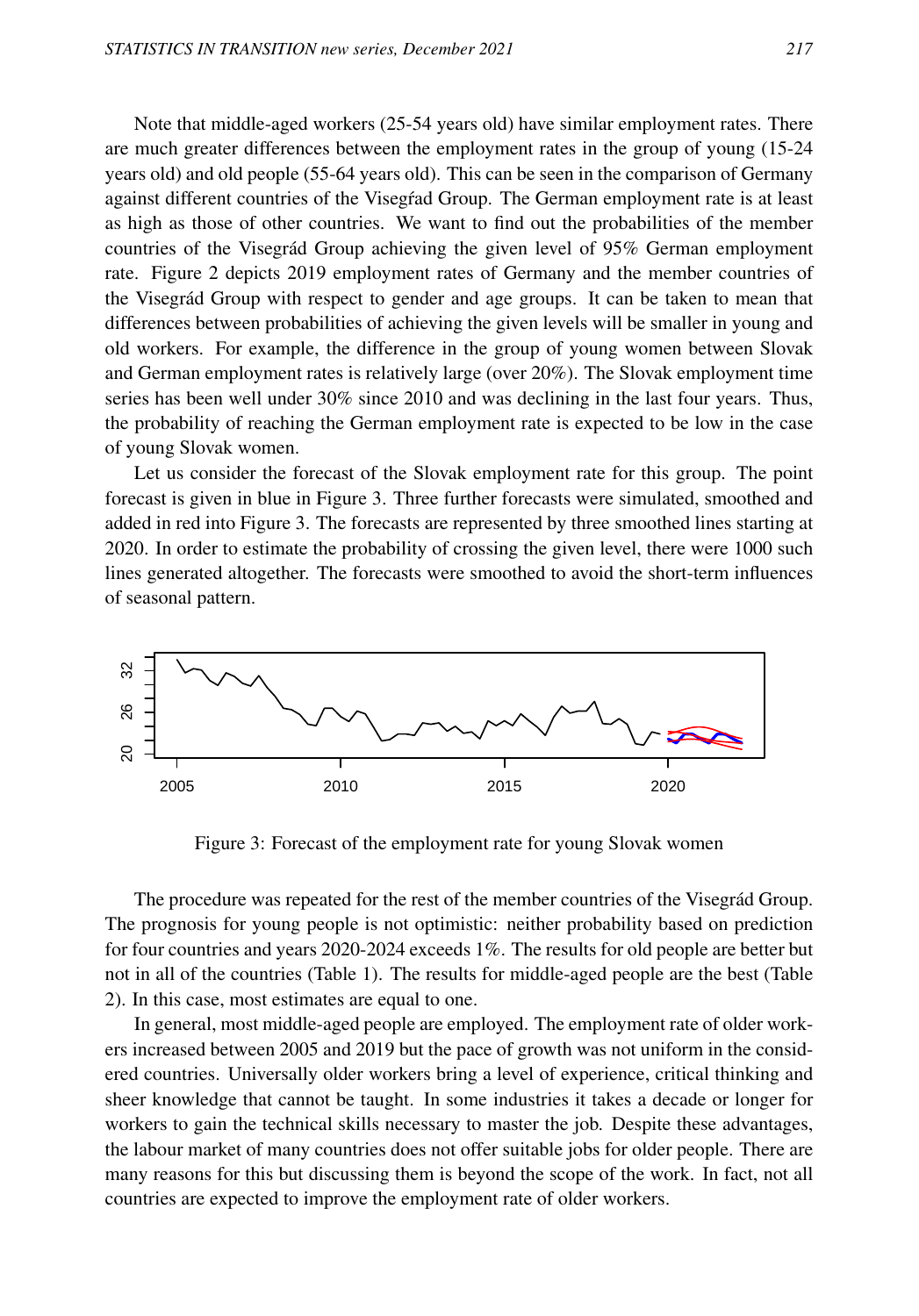Note that middle-aged workers (25-54 years old) have similar employment rates. There are much greater differences between the employment rates in the group of young (15-24 years old) and old people (55-64 years old). This can be seen in the comparison of Germany against different countries of the Visegŕad Group. The German employment rate is at least as high as those of other countries. We want to find out the probabilities of the member countries of the Visegrád Group achieving the given level of 95% German employment rate. Figure 2 depicts 2019 employment rates of Germany and the member countries of the Visegrád Group with respect to gender and age groups. It can be taken to mean that differences between probabilities of achieving the given levels will be smaller in young and old workers. For example, the difference in the group of young women between Slovak and German employment rates is relatively large (over 20%). The Slovak employment time series has been well under 30% since 2010 and was declining in the last four years. Thus, the probability of reaching the German employment rate is expected to be low in the case of young Slovak women.

Let us consider the forecast of the Slovak employment rate for this group. The point forecast is given in blue in Figure 3. Three further forecasts were simulated, smoothed and added in red into Figure 3. The forecasts are represented by three smoothed lines starting at 2020. In order to estimate the probability of crossing the given level, there were 1000 such lines generated altogether. The forecasts were smoothed to avoid the short-term influences of seasonal pattern.

32
26
20
2005
2010
2015
2020

Figure 3: Forecast of the employment rate for young Slovak women

The procedure was repeated for the rest of the member countries of the Visegrád Group. The prognosis for young people is not optimistic: neither probability based on prediction for four countries and years 2020-2024 exceeds 1%. The results for old people are better but not in all of the countries (Table 1). The results for middle-aged people are the best (Table 2). In this case, most estimates are equal to one.

In general, most middle-aged people are employed. The employment rate of older workers increased between 2005 and 2019 but the pace of growth was not uniform in the considered countries. Universally older workers bring a level of experience, critical thinking and sheer knowledge that cannot be taught. In some industries it takes a decade or longer for workers to gain the technical skills necessary to master the job. Despite these advantages, the labour market of many countries does not offer suitable jobs for older people. There are many reasons for this but discussing them is beyond the scope of the work. In fact, not all countries are expected to improve the employment rate of older workers.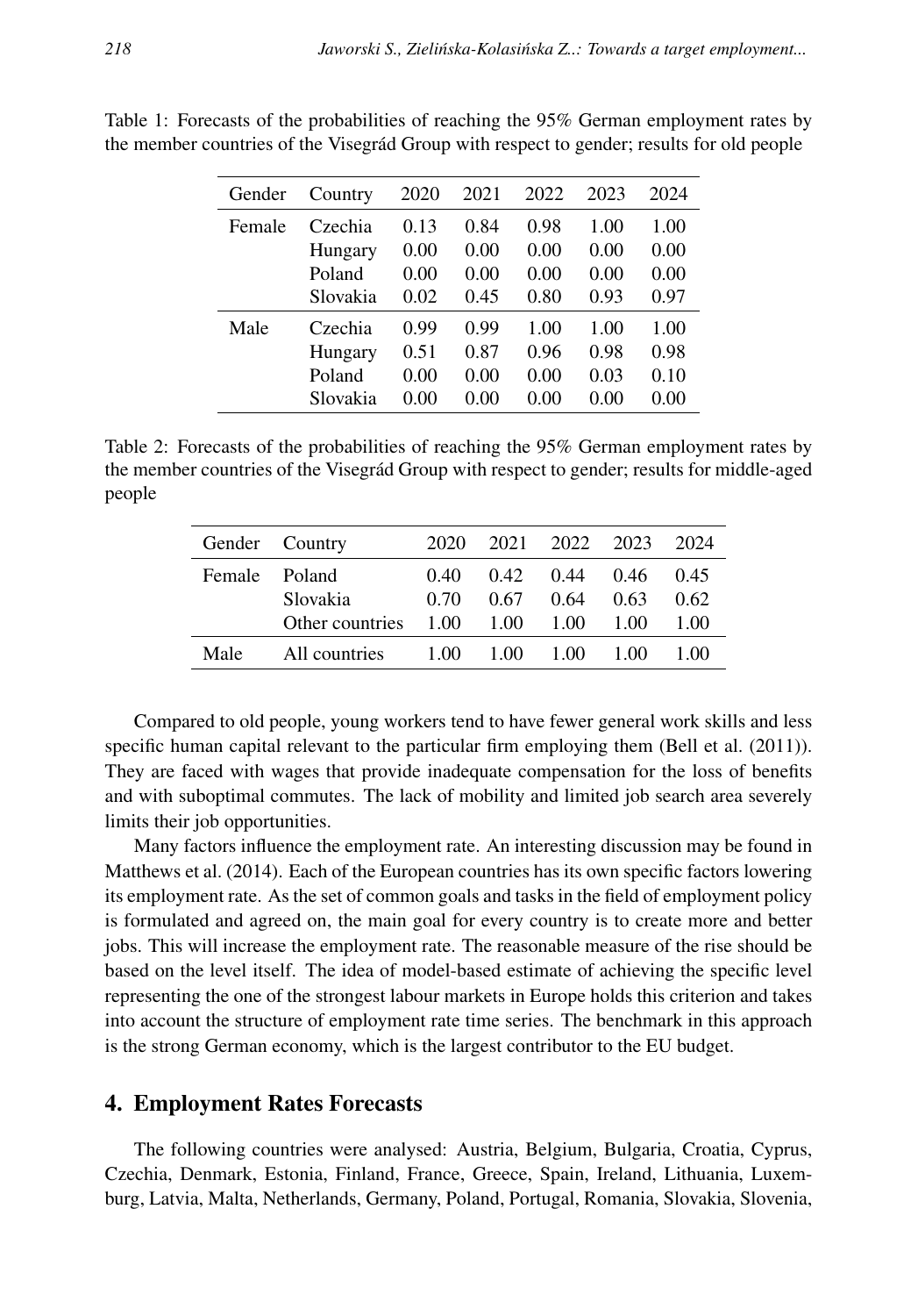Table 1: Forecasts of the probabilities of reaching the 95% German employment rates by the member countries of the Visegrád Group with respect to gender; results for old people

| Gender | Country | 2020 | 2021 | 2022 | 2023 | 2024 |
|---|---|---|---|---|---|---|
| Female | Czechia | 0.13 | 0.84 | 0.98 | 1.00 | 1.00 |
| | Hungary | 0.00 | 0.00 | 0.00 | 0.00 | 0.00 |
| | Poland | 0.00 | 0.00 | 0.00 | 0.00 | 0.00 |
| | Slovakia | 0.02 | 0.45 | 0.80 | 0.93 | 0.97 |
| Male | Czechia | 0.99 | 0.99 | 1.00 | 1.00 | 1.00 |
| | Hungary | 0.51 | 0.87 | 0.96 | 0.98 | 0.98 |
| | Poland | 0.00 | 0.00 | 0.00 | 0.03 | 0.10 |
| | Slovakia | 0.00 | 0.00 | 0.00 | 0.00 | 0.00 |

Table 2: Forecasts of the probabilities of reaching the 95% German employment rates by the member countries of the Visegrád Group with respect to gender; results for middle-aged people

| Gender | Country | 2020 | 2021 | 2022 | 2023 | 2024 |
|---|---|---|---|---|---|---|
| Female | Poland | 0.40 | 0.42 | 0.44 | 0.46 | 0.45 |
| | Slovakia | 0.70 | 0.67 | 0.64 | 0.63 | 0.62 |
| | Other countries | 1.00 | 1.00 | 1.00 | 1.00 | 1.00 |
| Male | All countries | 1.00 | 1.00 | 1.00 | 1.00 | 1.00 |

Compared to old people, young workers tend to have fewer general work skills and less specific human capital relevant to the particular firm employing them (Bell et al. (2011)). They are faced with wages that provide inadequate compensation for the loss of benefits and with suboptimal commutes. The lack of mobility and limited job search area severely limits their job opportunities.

Many factors influence the employment rate. An interesting discussion may be found in Matthews et al. (2014). Each of the European countries has its own specific factors lowering its employment rate. As the set of common goals and tasks in the field of employment policy is formulated and agreed on, the main goal for every country is to create more and better jobs. This will increase the employment rate. The reasonable measure of the rise should be based on the level itself. The idea of model-based estimate of achieving the specific level representing the one of the strongest labour markets in Europe holds this criterion and takes into account the structure of employment rate time series. The benchmark in this approach is the strong German economy, which is the largest contributor to the EU budget.

## 4. Employment Rates Forecasts

The following countries were analysed: Austria, Belgium, Bulgaria, Croatia, Cyprus, Czechia, Denmark, Estonia, Finland, France, Greece, Spain, Ireland, Lithuania, Luxemburg, Latvia, Malta, Netherlands, Germany, Poland, Portugal, Romania, Slovakia, Slovenia,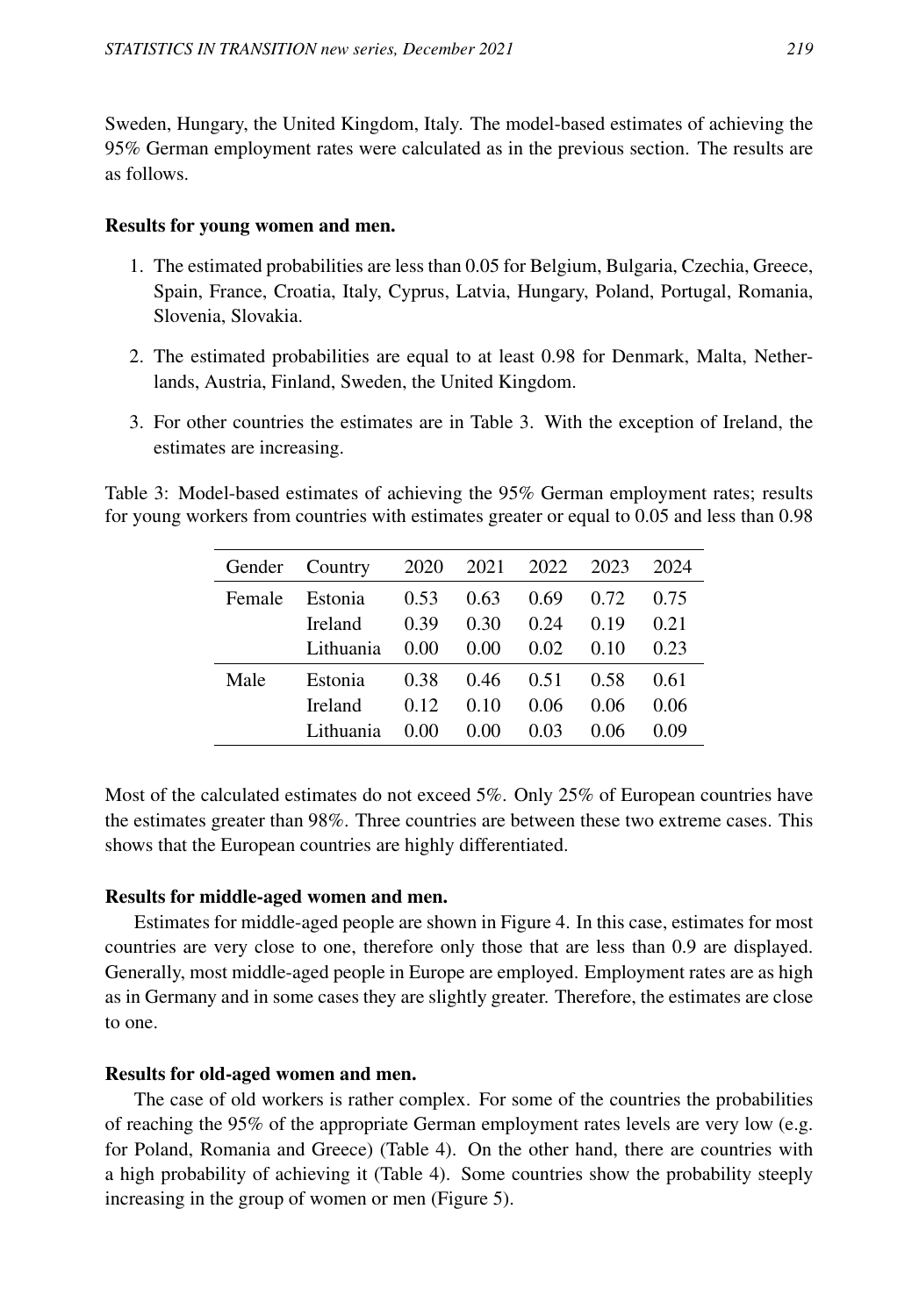Sweden, Hungary, the United Kingdom, Italy. The model-based estimates of achieving the 95% German employment rates were calculated as in the previous section. The results are as follows.

**Results for young women and men.**

1. The estimated probabilities are less than 0.05 for Belgium, Bulgaria, Czechia, Greece, Spain, France, Croatia, Italy, Cyprus, Latvia, Hungary, Poland, Portugal, Romania, Slovenia, Slovakia.
2. The estimated probabilities are equal to at least 0.98 for Denmark, Malta, Netherlands, Austria, Finland, Sweden, the United Kingdom.
3. For other countries the estimates are in Table 3. With the exception of Ireland, the estimates are increasing.

Table 3: Model-based estimates of achieving the 95% German employment rates; results for young workers from countries with estimates greater or equal to 0.05 and less than 0.98

| Gender | Country | 2020 | 2021 | 2022 | 2023 | 2024 |
|---|---|---|---|---|---|---|
| Female | Estonia | 0.53 | 0.63 | 0.69 | 0.72 | 0.75 |
| | Ireland | 0.39 | 0.30 | 0.24 | 0.19 | 0.21 |
| | Lithuania | 0.00 | 0.00 | 0.02 | 0.10 | 0.23 |
| Male | Estonia | 0.38 | 0.46 | 0.51 | 0.58 | 0.61 |
| | Ireland | 0.12 | 0.10 | 0.06 | 0.06 | 0.06 |
| | Lithuania | 0.00 | 0.00 | 0.03 | 0.06 | 0.09 |

Most of the calculated estimates do not exceed 5%. Only 25% of European countries have the estimates greater than 98%. Three countries are between these two extreme cases. This shows that the European countries are highly differentiated.

**Results for middle-aged women and men.**

Estimates for middle-aged people are shown in Figure 4. In this case, estimates for most countries are very close to one, therefore only those that are less than 0.9 are displayed. Generally, most middle-aged people in Europe are employed. Employment rates are as high as in Germany and in some cases they are slightly greater. Therefore, the estimates are close to one.

**Results for old-aged women and men.**

The case of old workers is rather complex. For some of the countries the probabilities of reaching the 95% of the appropriate German employment rates levels are very low (e.g. for Poland, Romania and Greece) (Table 4). On the other hand, there are countries with a high probability of achieving it (Table 4). Some countries show the probability steeply increasing in the group of women or men (Figure 5).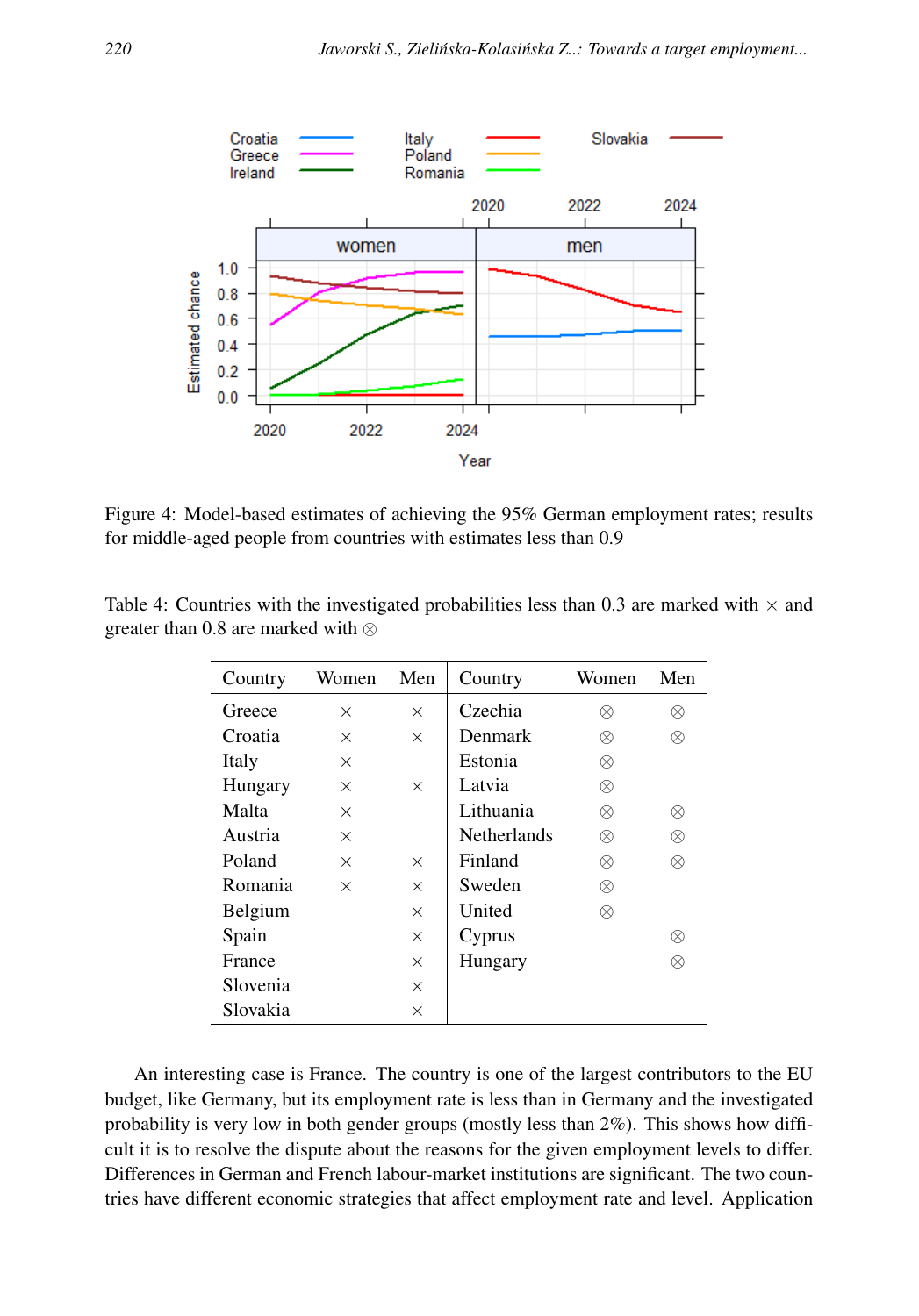Croatia
Greece
Ireland
Italy
Poland
Romania
Slovakia

women
men

1.0
0.8
0.6
0.4
0.2
0.0

Estimated chance

2020
2022
2024

Year

Figure 4: Model-based estimates of achieving the 95% German employment rates; results for middle-aged people from countries with estimates less than 0.9

Table 4: Countries with the investigated probabilities less than 0.3 are marked with × and greater than 0.8 are marked with ⊗

| Country | Women | Men | Country | Women | Men |
|---|---|---|---|---|---|
| Greece | × | × | Czechia | ⊗ | ⊗ |
| Croatia | × | × | Denmark | ⊗ | ⊗ |
| Italy | × | | Estonia | ⊗ | |
| Hungary | × | × | Latvia | ⊗ | |
| Malta | × | | Lithuania | ⊗ | ⊗ |
| Austria | × | | Netherlands | ⊗ | ⊗ |
| Poland | × | × | Finland | ⊗ | ⊗ |
| Romania | × | × | Sweden | ⊗ | |
| Belgium | | × | United | ⊗ | |
| Spain | | × | Cyprus | | ⊗ |
| France | | × | Hungary | | ⊗ |
| Slovenia | | × | | | |
| Slovakia | | × | | | |

An interesting case is France. The country is one of the largest contributors to the EU budget, like Germany, but its employment rate is less than in Germany and the investigated probability is very low in both gender groups (mostly less than 2%). This shows how difficult it is to resolve the dispute about the reasons for the given employment levels to differ. Differences in German and French labour-market institutions are significant. The two countries have different economic strategies that affect employment rate and level. Application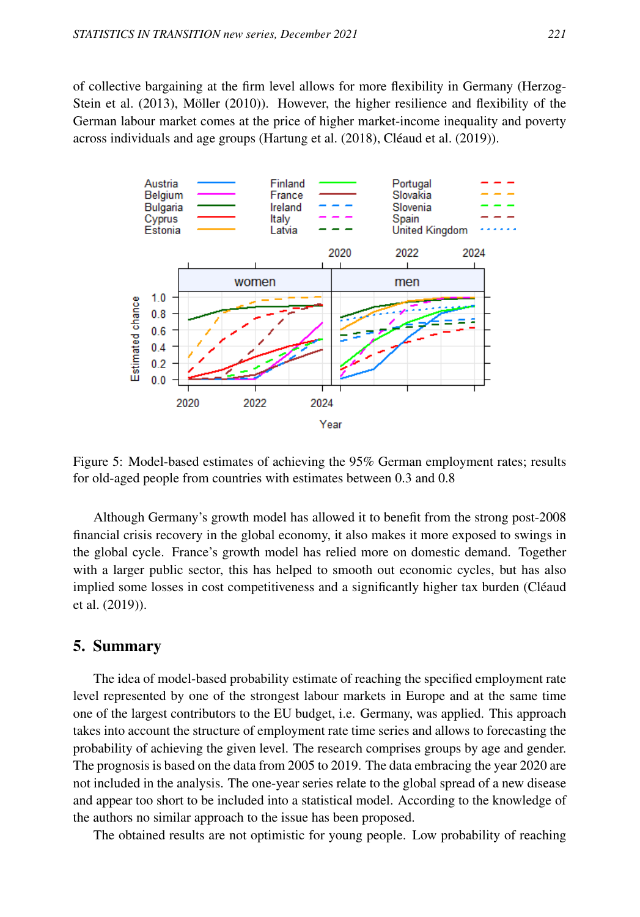of collective bargaining at the firm level allows for more flexibility in Germany (Herzog-Stein et al. (2013), Möller (2010)). However, the higher resilience and flexibility of the German labour market comes at the price of higher market-income inequality and poverty across individuals and age groups (Hartung et al. (2018), Cléaud et al. (2019)).

Austria
Belgium
Bulgaria
Cyprus
Estonia
Finland
France
Ireland
Italy
Latvia
Portugal
Slovakia
Slovenia
Spain
United Kingdom

women
men

Estimated chance
1.0
0.8
0.6
0.4
0.2
0.0

2020
2022
2024

Year

Figure 5: Model-based estimates of achieving the 95% German employment rates; results for old-aged people from countries with estimates between 0.3 and 0.8

Although Germany's growth model has allowed it to benefit from the strong post-2008 financial crisis recovery in the global economy, it also makes it more exposed to swings in the global cycle. France's growth model has relied more on domestic demand. Together with a larger public sector, this has helped to smooth out economic cycles, but has also implied some losses in cost competitiveness and a significantly higher tax burden (Cléaud et al. (2019)).

## 5. Summary

The idea of model-based probability estimate of reaching the specified employment rate level represented by one of the strongest labour markets in Europe and at the same time one of the largest contributors to the EU budget, i.e. Germany, was applied. This approach takes into account the structure of employment rate time series and allows to forecasting the probability of achieving the given level. The research comprises groups by age and gender. The prognosis is based on the data from 2005 to 2019. The data embracing the year 2020 are not included in the analysis. The one-year series relate to the global spread of a new disease and appear too short to be included into a statistical model. According to the knowledge of the authors no similar approach to the issue has been proposed.

The obtained results are not optimistic for young people. Low probability of reaching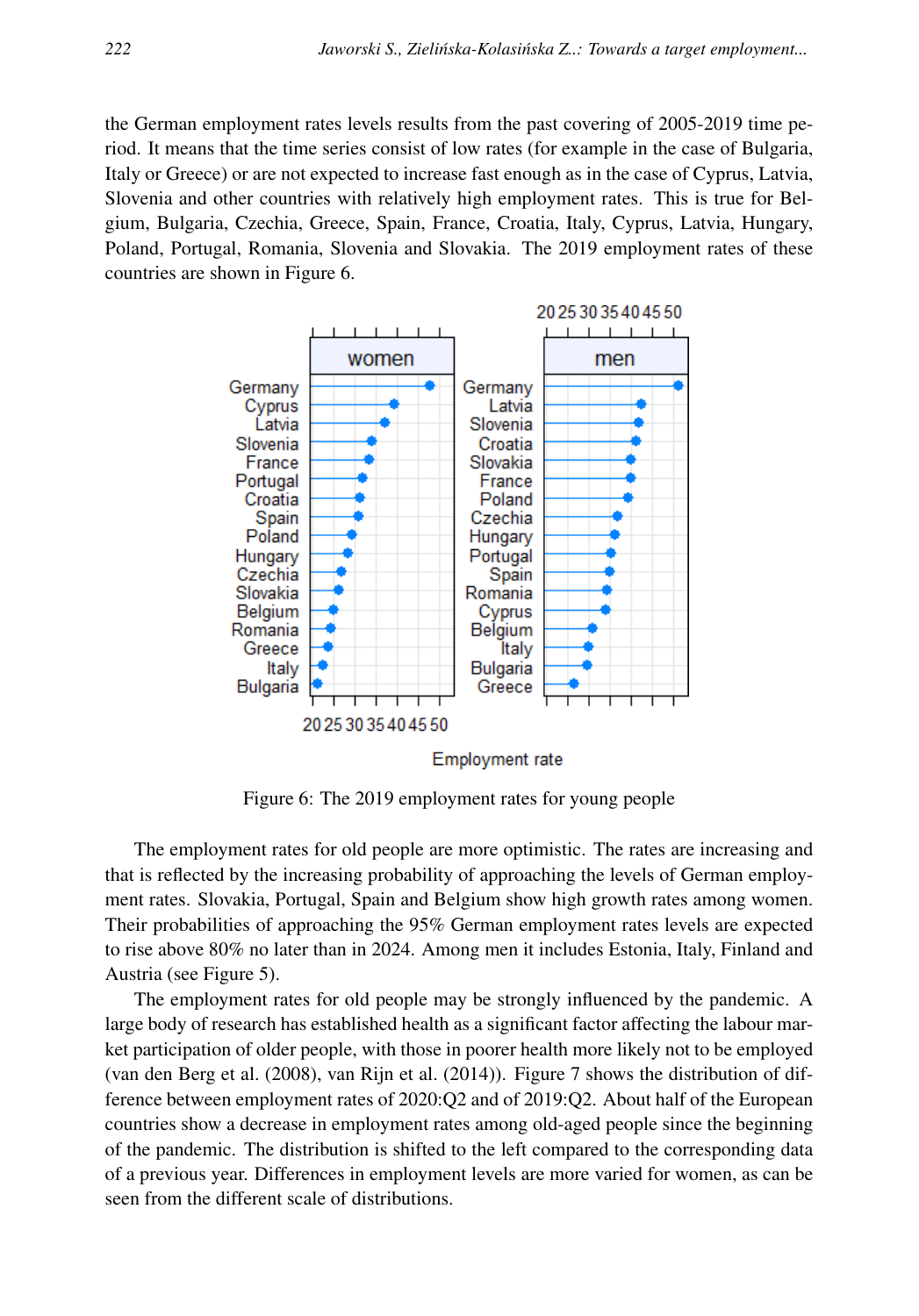the German employment rates levels results from the past covering of 2005-2019 time period. It means that the time series consist of low rates (for example in the case of Bulgaria, Italy or Greece) or are not expected to increase fast enough as in the case of Cyprus, Latvia, Slovenia and other countries with relatively high employment rates. This is true for Belgium, Bulgaria, Czechia, Greece, Spain, France, Croatia, Italy, Cyprus, Latvia, Hungary, Poland, Portugal, Romania, Slovenia and Slovakia. The 2019 employment rates of these countries are shown in Figure 6.

women

Germany
Cyprus
Latvia
Slovenia
France
Portugal
Croatia
Spain
Poland
Hungary
Czechia
Slovakia
Belgium
Romania
Greece
Italy
Bulgaria

men

Germany
Latvia
Slovenia
Croatia
Slovakia
France
Poland
Czechia
Hungary
Portugal
Spain
Romania
Cyprus
Belgium
Italy
Bulgaria
Greece

20 25 30 35 40 45 50

20 25 30 35 40 45 50

Employment rate

Figure 6: The 2019 employment rates for young people

The employment rates for old people are more optimistic. The rates are increasing and that is reflected by the increasing probability of approaching the levels of German employment rates. Slovakia, Portugal, Spain and Belgium show high growth rates among women. Their probabilities of approaching the 95% German employment rates levels are expected to rise above 80% no later than in 2024. Among men it includes Estonia, Italy, Finland and Austria (see Figure 5).

The employment rates for old people may be strongly influenced by the pandemic. A large body of research has established health as a significant factor affecting the labour market participation of older people, with those in poorer health more likely not to be employed (van den Berg et al. (2008), van Rijn et al. (2014)). Figure 7 shows the distribution of difference between employment rates of 2020:Q2 and of 2019:Q2. About half of the European countries show a decrease in employment rates among old-aged people since the beginning of the pandemic. The distribution is shifted to the left compared to the corresponding data of a previous year. Differences in employment levels are more varied for women, as can be seen from the different scale of distributions.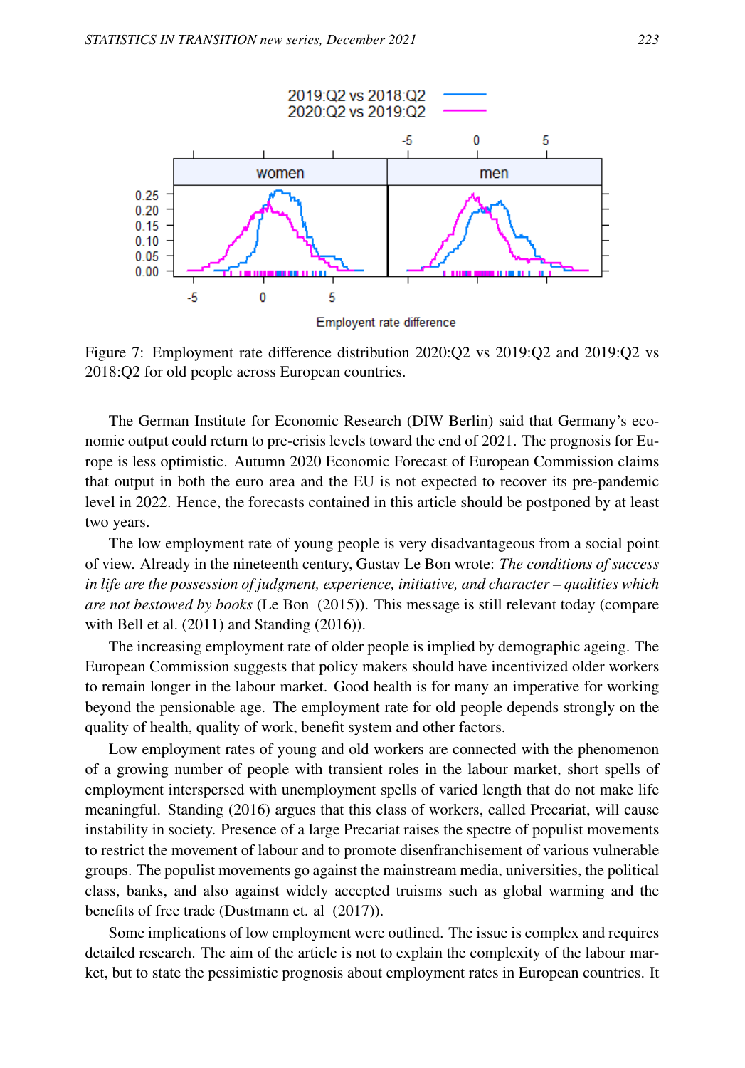2019:Q2 vs 2018:Q2
2020:Q2 vs 2019:Q2

women

men

0.25
0.20
0.15
0.10
0.05
0.00

-5 0 5

-5 0 5

Employment rate difference

Figure 7: Employment rate difference distribution 2020:Q2 vs 2019:Q2 and 2019:Q2 vs 2018:Q2 for old people across European countries.

The German Institute for Economic Research (DIW Berlin) said that Germany's economic output could return to pre-crisis levels toward the end of 2021. The prognosis for Europe is less optimistic. Autumn 2020 Economic Forecast of European Commission claims that output in both the euro area and the EU is not expected to recover its pre-pandemic level in 2022. Hence, the forecasts contained in this article should be postponed by at least two years.

The low employment rate of young people is very disadvantageous from a social point of view. Already in the nineteenth century, Gustav Le Bon wrote: *The conditions of success in life are the possession of judgment, experience, initiative, and character – qualities which are not bestowed by books* (Le Bon (2015)). This message is still relevant today (compare with Bell et al. (2011) and Standing (2016)).

The increasing employment rate of older people is implied by demographic ageing. The European Commission suggests that policy makers should have incentivized older workers to remain longer in the labour market. Good health is for many an imperative for working beyond the pensionable age. The employment rate for old people depends strongly on the quality of health, quality of work, benefit system and other factors.

Low employment rates of young and old workers are connected with the phenomenon of a growing number of people with transient roles in the labour market, short spells of employment interspersed with unemployment spells of varied length that do not make life meaningful. Standing (2016) argues that this class of workers, called Precariat, will cause instability in society. Presence of a large Precariat raises the spectre of populist movements to restrict the movement of labour and to promote disenfranchisement of various vulnerable groups. The populist movements go against the mainstream media, universities, the political class, banks, and also against widely accepted truisms such as global warming and the benefits of free trade (Dustmann et. al (2017)).

Some implications of low employment were outlined. The issue is complex and requires detailed research. The aim of the article is not to explain the complexity of the labour market, but to state the pessimistic prognosis about employment rates in European countries. It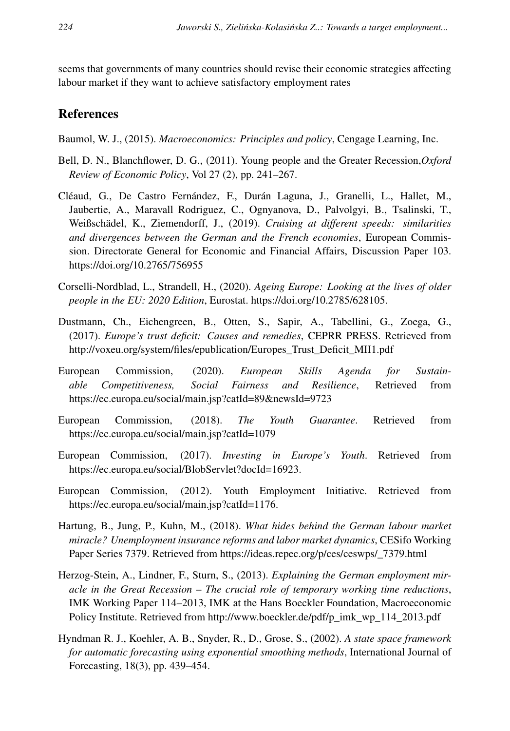seems that governments of many countries should revise their economic strategies affecting labour market if they want to achieve satisfactory employment rates

## References

Baumol, W. J., (2015). *Macroeconomics: Principles and policy*, Cengage Learning, Inc.

Bell, D. N., Blanchflower, D. G., (2011). Young people and the Greater Recession,*Oxford Review of Economic Policy*, Vol 27 (2), pp. 241–267.

Cléaud, G., De Castro Fernández, F., Durán Laguna, J., Granelli, L., Hallet, M., Jaubertie, A., Maravall Rodriguez, C., Ognyanova, D., Palvolgyi, B., Tsalinski, T., Weißschädel, K., Ziemendorff, J., (2019). *Cruising at different speeds: similarities and divergences between the German and the French economies*, European Commission. Directorate General for Economic and Financial Affairs, Discussion Paper 103. https://doi.org/10.2765/756955

Corselli-Nordblad, L., Strandell, H., (2020). *Ageing Europe: Looking at the lives of older people in the EU: 2020 Edition*, Eurostat. https://doi.org/10.2785/628105.

Dustmann, Ch., Eichengreen, B., Otten, S., Sapir, A., Tabellini, G., Zoega, G., (2017). *Europe's trust deficit: Causes and remedies*, CEPRR PRESS. Retrieved from http://voxeu.org/system/files/epublication/Europes_Trust_Deficit_MII1.pdf

European Commission, (2020). *European Skills Agenda for Sustainable Competitiveness, Social Fairness and Resilience*, Retrieved from https://ec.europa.eu/social/main.jsp?catId=89&newsId=9723

European Commission, (2018). *The Youth Guarantee*. Retrieved from https://ec.europa.eu/social/main.jsp?catId=1079

European Commission, (2017). *Investing in Europe's Youth*. Retrieved from https://ec.europa.eu/social/BlobServlet?docId=16923.

European Commission, (2012). Youth Employment Initiative. Retrieved from https://ec.europa.eu/social/main.jsp?catId=1176.

Hartung, B., Jung, P., Kuhn, M., (2018). *What hides behind the German labour market miracle? Unemployment insurance reforms and labor market dynamics*, CESifo Working Paper Series 7379. Retrieved from https://ideas.repec.org/p/ces/ceswps/_7379.html

Herzog-Stein, A., Lindner, F., Sturn, S., (2013). *Explaining the German employment miracle in the Great Recession – The crucial role of temporary working time reductions*, IMK Working Paper 114–2013, IMK at the Hans Boeckler Foundation, Macroeconomic Policy Institute. Retrieved from http://www.boeckler.de/pdf/p_imk_wp_114_2013.pdf

Hyndman R. J., Koehler, A. B., Snyder, R., D., Grose, S., (2002). *A state space framework for automatic forecasting using exponential smoothing methods*, International Journal of Forecasting, 18(3), pp. 439–454.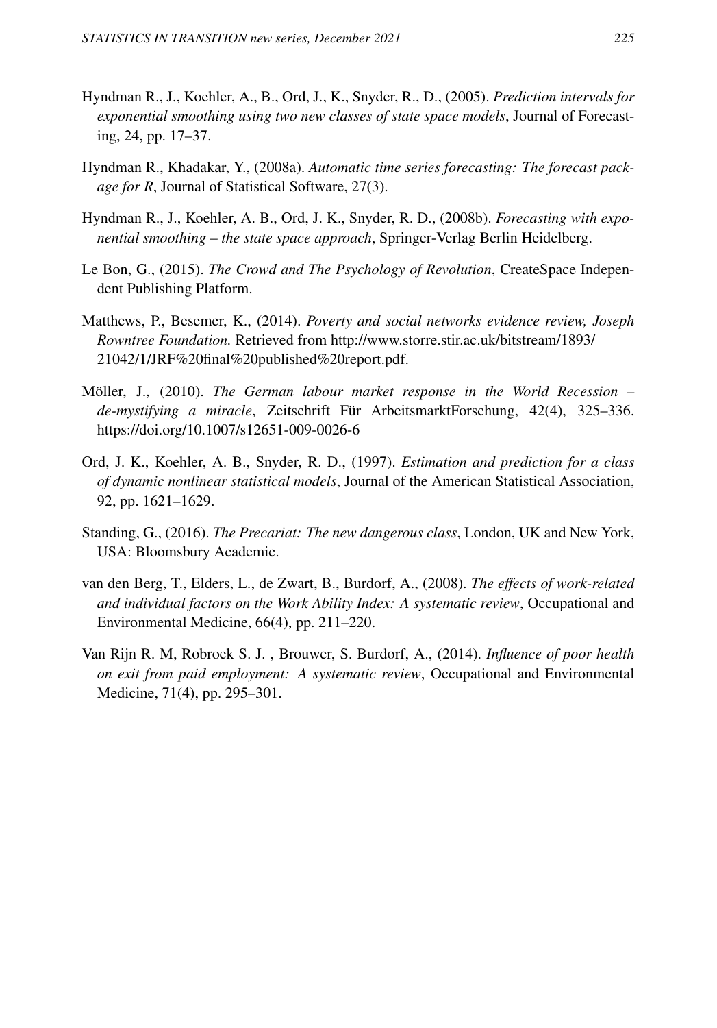Hyndman R., J., Koehler, A., B., Ord, J., K., Snyder, R., D., (2005). *Prediction intervals for exponential smoothing using two new classes of state space models*, Journal of Forecasting, 24, pp. 17–37.

Hyndman R., Khadakar, Y., (2008a). *Automatic time series forecasting: The forecast package for R*, Journal of Statistical Software, 27(3).

Hyndman R., J., Koehler, A. B., Ord, J. K., Snyder, R. D., (2008b). *Forecasting with exponential smoothing – the state space approach*, Springer-Verlag Berlin Heidelberg.

Le Bon, G., (2015). *The Crowd and The Psychology of Revolution*, CreateSpace Independent Publishing Platform.

Matthews, P., Besemer, K., (2014). *Poverty and social networks evidence review, Joseph Rowntree Foundation.* Retrieved from http://www.storre.stir.ac.uk/bitstream/1893/21042/1/JRF%20final%20published%20report.pdf.

Möller, J., (2010). *The German labour market response in the World Recession – de-mystifying a miracle*, Zeitschrift Für ArbeitsmarktForschung, 42(4), 325–336. https://doi.org/10.1007/s12651-009-0026-6

Ord, J. K., Koehler, A. B., Snyder, R. D., (1997). *Estimation and prediction for a class of dynamic nonlinear statistical models*, Journal of the American Statistical Association, 92, pp. 1621–1629.

Standing, G., (2016). *The Precariat: The new dangerous class*, London, UK and New York, USA: Bloomsbury Academic.

van den Berg, T., Elders, L., de Zwart, B., Burdorf, A., (2008). *The effects of work-related and individual factors on the Work Ability Index: A systematic review*, Occupational and Environmental Medicine, 66(4), pp. 211–220.

Van Rijn R. M, Robroek S. J. , Brouwer, S. Burdorf, A., (2014). *Influence of poor health on exit from paid employment: A systematic review*, Occupational and Environmental Medicine, 71(4), pp. 295–301.